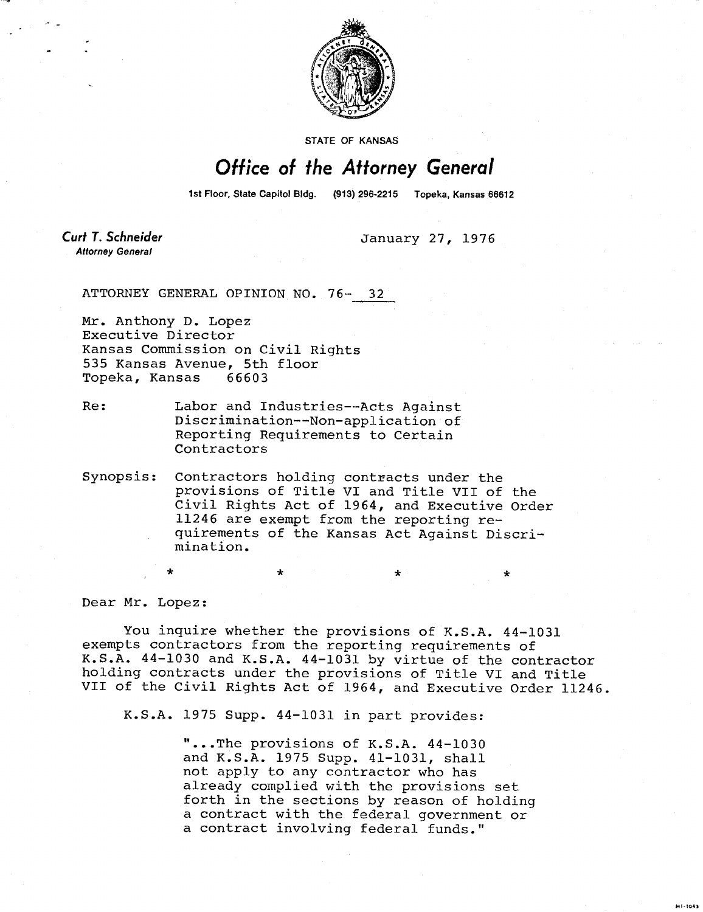STATE OF KANSAS

# *Office of the Attorney General*

1st Floor, State Capitol Bldg. (913) 296-2215 Topeka, Kansas 66612

***Curt T. Schneider***
*Attorney General*

January 27, 1976

ATTORNEY GENERAL OPINION NO. 76- 32

Mr. Anthony D. Lopez
Executive Director
Kansas Commission on Civil Rights
535 Kansas Avenue, 5th floor
Topeka, Kansas 66603

Re: Labor and Industries--Acts Against Discrimination--Non-application of Reporting Requirements to Certain Contractors

Synopsis: Contractors holding contracts under the provisions of Title VI and Title VII of the Civil Rights Act of 1964, and Executive Order 11246 are exempt from the reporting requirements of the Kansas Act Against Discrimination.

\* \* \* \*

Dear Mr. Lopez:

You inquire whether the provisions of K.S.A. 44-1031 exempts contractors from the reporting requirements of K.S.A. 44-1030 and K.S.A. 44-1031 by virtue of the contractor holding contracts under the provisions of Title VI and Title VII of the Civil Rights Act of 1964, and Executive Order 11246.

K.S.A. 1975 Supp. 44-1031 in part provides:

> "...The provisions of K.S.A. 44-1030 and K.S.A. 1975 Supp. 41-1031, shall not apply to any contractor who has already complied with the provisions set forth in the sections by reason of holding a contract with the federal government or a contract involving federal funds."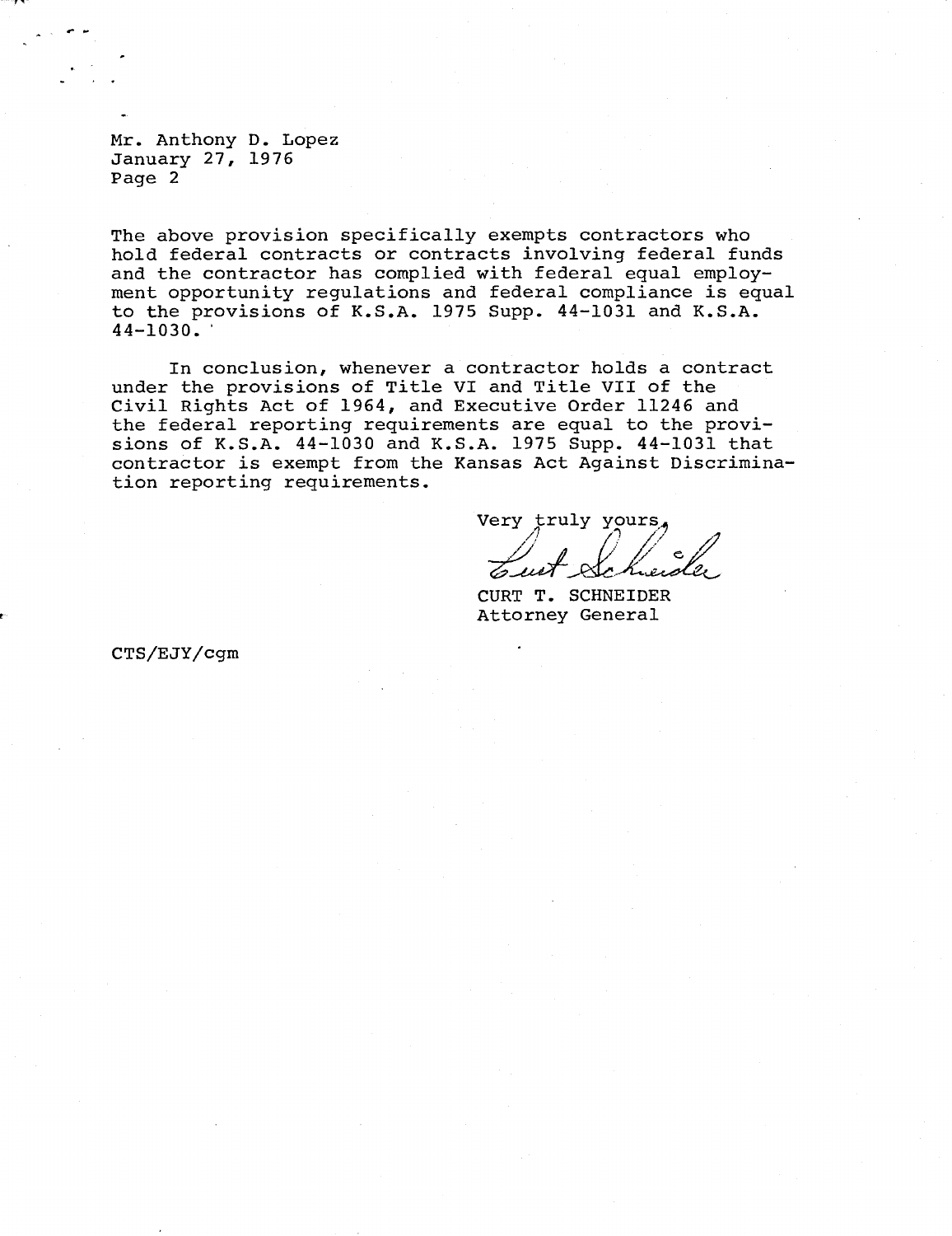Mr. Anthony D. Lopez
January 27, 1976
Page 2

The above provision specifically exempts contractors who hold federal contracts or contracts involving federal funds and the contractor has complied with federal equal employment opportunity regulations and federal compliance is equal to the provisions of K.S.A. 1975 Supp. 44-1031 and K.S.A. 44-1030.

In conclusion, whenever a contractor holds a contract under the provisions of Title VI and Title VII of the Civil Rights Act of 1964, and Executive Order 11246 and the federal reporting requirements are equal to the provisions of K.S.A. 44-1030 and K.S.A. 1975 Supp. 44-1031 that contractor is exempt from the Kansas Act Against Discrimination reporting requirements.

Very truly yours,

Curt Schneider

CURT T. SCHNEIDER
Attorney General

CTS/EJY/cgm